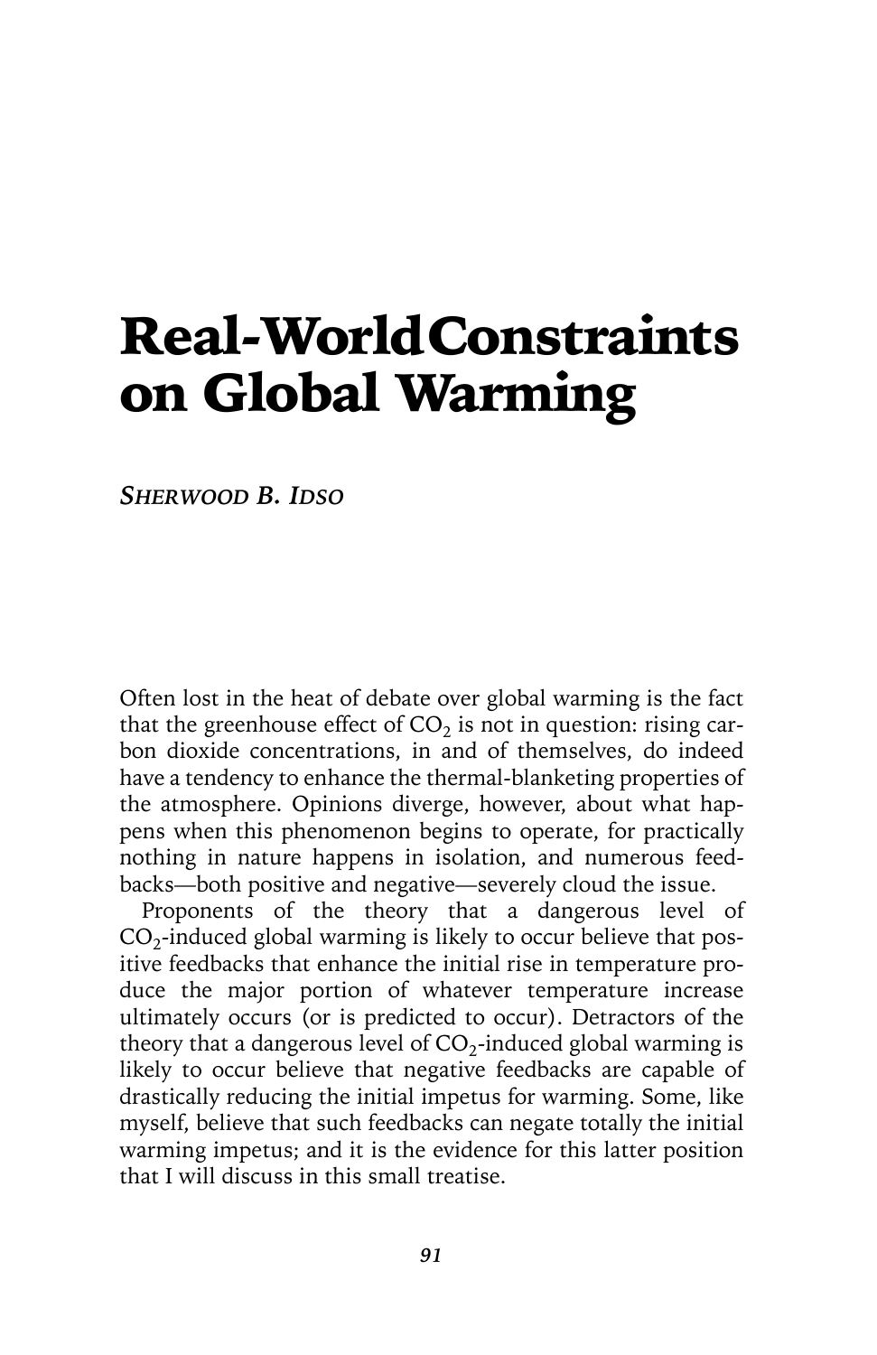# Real-World Constraints on Global Warming

*Sherwood B. Idso*

Often lost in the heat of debate over global warming is the fact that the greenhouse effect of $CO_2$ is not in question: rising carbon dioxide concentrations, in and of themselves, do indeed have a tendency to enhance the thermal-blanketing properties of the atmosphere. Opinions diverge, however, about what happens when this phenomenon begins to operate, for practically nothing in nature happens in isolation, and numerous feedbacks—both positive and negative—severely cloud the issue.

Proponents of the theory that a dangerous level of $CO_2$-induced global warming is likely to occur believe that positive feedbacks that enhance the initial rise in temperature produce the major portion of whatever temperature increase ultimately occurs (or is predicted to occur). Detractors of the theory that a dangerous level of $CO_2$-induced global warming is likely to occur believe that negative feedbacks are capable of drastically reducing the initial impetus for warming. Some, like myself, believe that such feedbacks can negate totally the initial warming impetus; and it is the evidence for this latter position that I will discuss in this small treatise.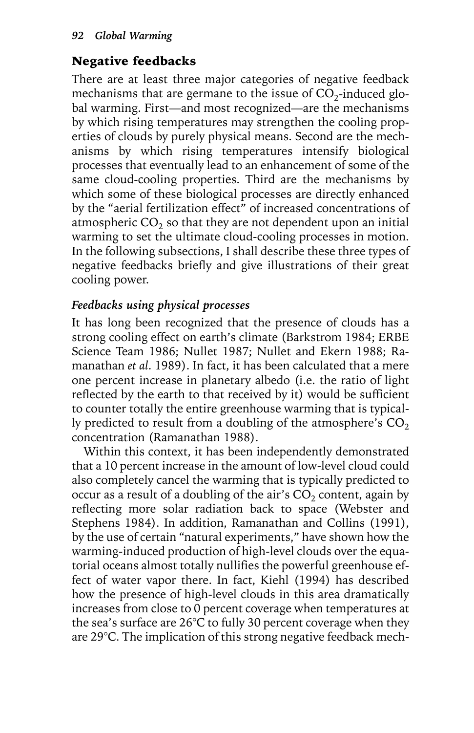## Negative feedbacks

There are at least three major categories of negative feedback mechanisms that are germane to the issue of $CO_2$-induced global warming. First—and most recognized—are the mechanisms by which rising temperatures may strengthen the cooling properties of clouds by purely physical means. Second are the mechanisms by which rising temperatures intensify biological processes that eventually lead to an enhancement of some of the same cloud-cooling properties. Third are the mechanisms by which some of these biological processes are directly enhanced by the "aerial fertilization effect" of increased concentrations of atmospheric $CO_2$ so that they are not dependent upon an initial warming to set the ultimate cloud-cooling processes in motion. In the following subsections, I shall describe these three types of negative feedbacks briefly and give illustrations of their great cooling power.

### *Feedbacks using physical processes*

It has long been recognized that the presence of clouds has a strong cooling effect on earth's climate (Barkstrom 1984; ERBE Science Team 1986; Nullet 1987; Nullet and Ekern 1988; Ramanathan *et al*. 1989). In fact, it has been calculated that a mere one percent increase in planetary albedo (i.e. the ratio of light reflected by the earth to that received by it) would be sufficient to counter totally the entire greenhouse warming that is typically predicted to result from a doubling of the atmosphere's $CO_2$ concentration (Ramanathan 1988).

Within this context, it has been independently demonstrated that a 10 percent increase in the amount of low-level cloud could also completely cancel the warming that is typically predicted to occur as a result of a doubling of the air's $CO_2$ content, again by reflecting more solar radiation back to space (Webster and Stephens 1984). In addition, Ramanathan and Collins (1991), by the use of certain "natural experiments," have shown how the warming-induced production of high-level clouds over the equatorial oceans almost totally nullifies the powerful greenhouse effect of water vapor there. In fact, Kiehl (1994) has described how the presence of high-level clouds in this area dramatically increases from close to 0 percent coverage when temperatures at the sea's surface are 26°C to fully 30 percent coverage when they are 29°C. The implication of this strong negative feedback mech-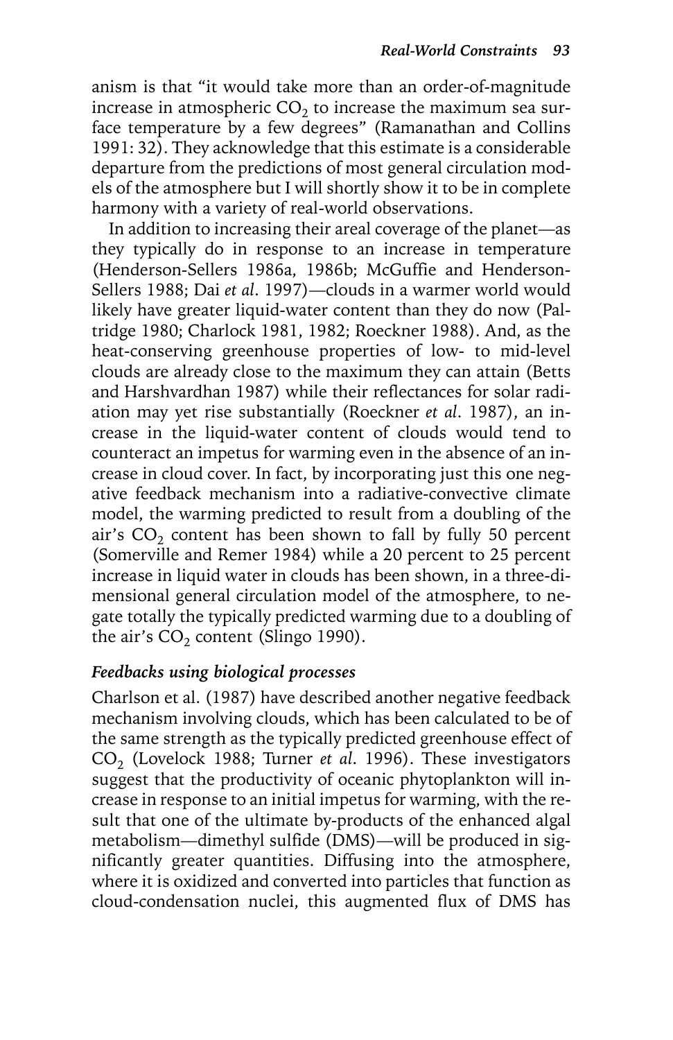anism is that "it would take more than an order-of-magnitude increase in atmospheric $CO_2$ to increase the maximum sea surface temperature by a few degrees" (Ramanathan and Collins 1991: 32). They acknowledge that this estimate is a considerable departure from the predictions of most general circulation models of the atmosphere but I will shortly show it to be in complete harmony with a variety of real-world observations.

In addition to increasing their areal coverage of the planet—as they typically do in response to an increase in temperature (Henderson-Sellers 1986a, 1986b; McGuffie and Henderson-Sellers 1988; Dai *et al*. 1997)—clouds in a warmer world would likely have greater liquid-water content than they do now (Paltridge 1980; Charlock 1981, 1982; Roeckner 1988). And, as the heat-conserving greenhouse properties of low- to mid-level clouds are already close to the maximum they can attain (Betts and Harshvardhan 1987) while their reflectances for solar radiation may yet rise substantially (Roeckner *et al*. 1987), an increase in the liquid-water content of clouds would tend to counteract an impetus for warming even in the absence of an increase in cloud cover. In fact, by incorporating just this one negative feedback mechanism into a radiative-convective climate model, the warming predicted to result from a doubling of the air's $CO_2$ content has been shown to fall by fully 50 percent (Somerville and Remer 1984) while a 20 percent to 25 percent increase in liquid water in clouds has been shown, in a three-dimensional general circulation model of the atmosphere, to negate totally the typically predicted warming due to a doubling of the air's $CO_2$ content (Slingo 1990).

### *Feedbacks using biological processes*

Charlson et al. (1987) have described another negative feedback mechanism involving clouds, which has been calculated to be of the same strength as the typically predicted greenhouse effect of $CO_2$ (Lovelock 1988; Turner *et al*. 1996). These investigators suggest that the productivity of oceanic phytoplankton will increase in response to an initial impetus for warming, with the result that one of the ultimate by-products of the enhanced algal metabolism—dimethyl sulfide (DMS)—will be produced in significantly greater quantities. Diffusing into the atmosphere, where it is oxidized and converted into particles that function as cloud-condensation nuclei, this augmented flux of DMS has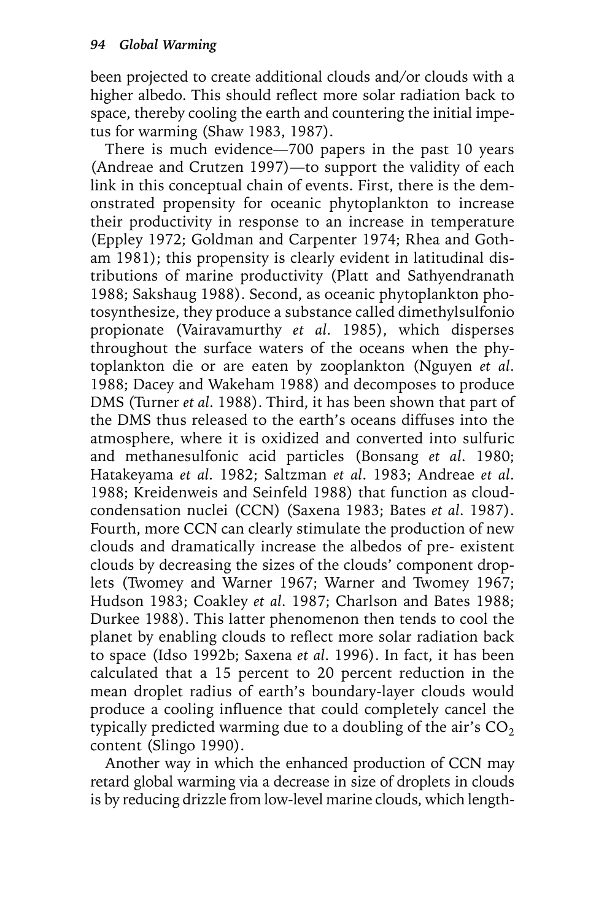been projected to create additional clouds and/or clouds with a higher albedo. This should reflect more solar radiation back to space, thereby cooling the earth and countering the initial impetus for warming (Shaw 1983, 1987).

There is much evidence—700 papers in the past 10 years (Andreae and Crutzen 1997)—to support the validity of each link in this conceptual chain of events. First, there is the demonstrated propensity for oceanic phytoplankton to increase their productivity in response to an increase in temperature (Eppley 1972; Goldman and Carpenter 1974; Rhea and Gotham 1981); this propensity is clearly evident in latitudinal distributions of marine productivity (Platt and Sathyendranath 1988; Sakshaug 1988). Second, as oceanic phytoplankton photosynthesize, they produce a substance called dimethylsulfonio propionate (Vairavamurthy *et al.* 1985), which disperses throughout the surface waters of the oceans when the phytoplankton die or are eaten by zooplankton (Nguyen *et al.* 1988; Dacey and Wakeham 1988) and decomposes to produce DMS (Turner *et al.* 1988). Third, it has been shown that part of the DMS thus released to the earth's oceans diffuses into the atmosphere, where it is oxidized and converted into sulfuric and methanesulfonic acid particles (Bonsang *et al.* 1980; Hatakeyama *et al.* 1982; Saltzman *et al.* 1983; Andreae *et al.* 1988; Kreidenweis and Seinfeld 1988) that function as cloud-condensation nuclei (CCN) (Saxena 1983; Bates *et al.* 1987). Fourth, more CCN can clearly stimulate the production of new clouds and dramatically increase the albedos of pre- existent clouds by decreasing the sizes of the clouds' component droplets (Twomey and Warner 1967; Warner and Twomey 1967; Hudson 1983; Coakley *et al.* 1987; Charlson and Bates 1988; Durkee 1988). This latter phenomenon then tends to cool the planet by enabling clouds to reflect more solar radiation back to space (Idso 1992b; Saxena *et al.* 1996). In fact, it has been calculated that a 15 percent to 20 percent reduction in the mean droplet radius of earth's boundary-layer clouds would produce a cooling influence that could completely cancel the typically predicted warming due to a doubling of the air's $CO_2$ content (Slingo 1990).

Another way in which the enhanced production of CCN may retard global warming via a decrease in size of droplets in clouds is by reducing drizzle from low-level marine clouds, which length-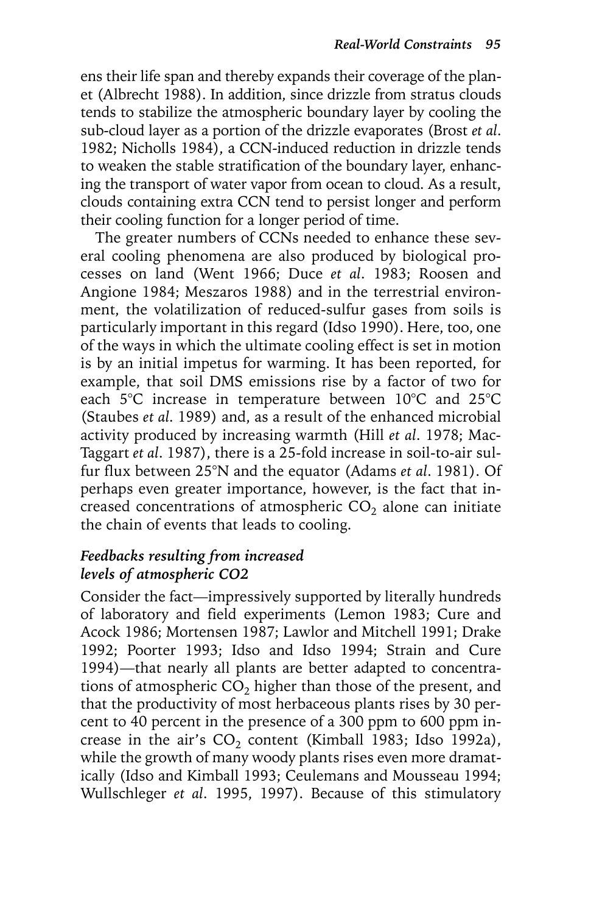ens their life span and thereby expands their coverage of the planet (Albrecht 1988). In addition, since drizzle from stratus clouds tends to stabilize the atmospheric boundary layer by cooling the sub-cloud layer as a portion of the drizzle evaporates (Brost *et al.* 1982; Nicholls 1984), a CCN-induced reduction in drizzle tends to weaken the stable stratification of the boundary layer, enhancing the transport of water vapor from ocean to cloud. As a result, clouds containing extra CCN tend to persist longer and perform their cooling function for a longer period of time.

The greater numbers of CCNs needed to enhance these several cooling phenomena are also produced by biological processes on land (Went 1966; Duce *et al.* 1983; Roosen and Angione 1984; Meszaros 1988) and in the terrestrial environment, the volatilization of reduced-sulfur gases from soils is particularly important in this regard (Idso 1990). Here, too, one of the ways in which the ultimate cooling effect is set in motion is by an initial impetus for warming. It has been reported, for example, that soil DMS emissions rise by a factor of two for each 5°C increase in temperature between 10°C and 25°C (Staubes *et al.* 1989) and, as a result of the enhanced microbial activity produced by increasing warmth (Hill *et al.* 1978; MacTaggart *et al.* 1987), there is a 25-fold increase in soil-to-air sulfur flux between 25°N and the equator (Adams *et al.* 1981). Of perhaps even greater importance, however, is the fact that increased concentrations of atmospheric $CO_2$ alone can initiate the chain of events that leads to cooling.

### *Feedbacks resulting from increased levels of atmospheric CO2*

Consider the fact—impressively supported by literally hundreds of laboratory and field experiments (Lemon 1983; Cure and Acock 1986; Mortensen 1987; Lawlor and Mitchell 1991; Drake 1992; Poorter 1993; Idso and Idso 1994; Strain and Cure 1994)—that nearly all plants are better adapted to concentrations of atmospheric $CO_2$ higher than those of the present, and that the productivity of most herbaceous plants rises by 30 percent to 40 percent in the presence of a 300 ppm to 600 ppm increase in the air's $CO_2$ content (Kimball 1983; Idso 1992a), while the growth of many woody plants rises even more dramatically (Idso and Kimball 1993; Ceulemans and Mousseau 1994; Wullschleger *et al.* 1995, 1997). Because of this stimulatory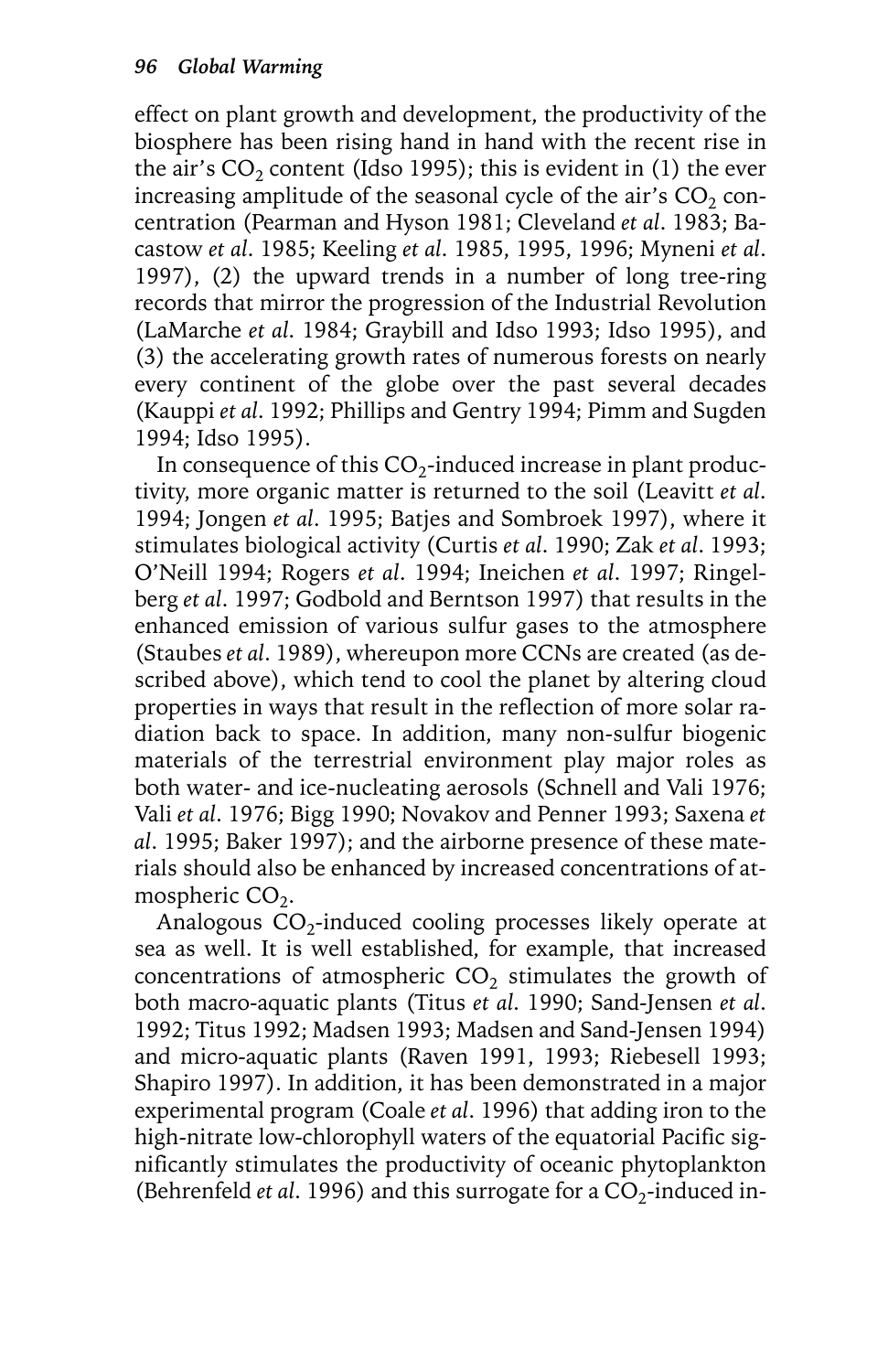effect on plant growth and development, the productivity of the biosphere has been rising hand in hand with the recent rise in the air's $CO_2$ content (Idso 1995); this is evident in (1) the ever increasing amplitude of the seasonal cycle of the air's $CO_2$ concentration (Pearman and Hyson 1981; Cleveland *et al*. 1983; Bacastow *et al*. 1985; Keeling *et al*. 1985, 1995, 1996; Myneni *et al*. 1997), (2) the upward trends in a number of long tree-ring records that mirror the progression of the Industrial Revolution (LaMarche *et al*. 1984; Graybill and Idso 1993; Idso 1995), and (3) the accelerating growth rates of numerous forests on nearly every continent of the globe over the past several decades (Kauppi *et al*. 1992; Phillips and Gentry 1994; Pimm and Sugden 1994; Idso 1995).

In consequence of this $CO_2$-induced increase in plant productivity, more organic matter is returned to the soil (Leavitt *et al*. 1994; Jongen *et al*. 1995; Batjes and Sombroek 1997), where it stimulates biological activity (Curtis *et al*. 1990; Zak *et al*. 1993; O'Neill 1994; Rogers *et al*. 1994; Ineichen *et al*. 1997; Ringelberg *et al*. 1997; Godbold and Berntson 1997) that results in the enhanced emission of various sulfur gases to the atmosphere (Staubes *et al*. 1989), whereupon more CCNs are created (as described above), which tend to cool the planet by altering cloud properties in ways that result in the reflection of more solar radiation back to space. In addition, many non-sulfur biogenic materials of the terrestrial environment play major roles as both water- and ice-nucleating aerosols (Schnell and Vali 1976; Vali *et al*. 1976; Bigg 1990; Novakov and Penner 1993; Saxena *et al*. 1995; Baker 1997); and the airborne presence of these materials should also be enhanced by increased concentrations of atmospheric $CO_2$.

Analogous $CO_2$-induced cooling processes likely operate at sea as well. It is well established, for example, that increased concentrations of atmospheric $CO_2$ stimulates the growth of both macro-aquatic plants (Titus *et al*. 1990; Sand-Jensen *et al*. 1992; Titus 1992; Madsen 1993; Madsen and Sand-Jensen 1994) and micro-aquatic plants (Raven 1991, 1993; Riebesell 1993; Shapiro 1997). In addition, it has been demonstrated in a major experimental program (Coale *et al*. 1996) that adding iron to the high-nitrate low-chlorophyll waters of the equatorial Pacific significantly stimulates the productivity of oceanic phytoplankton (Behrenfeld *et al*. 1996) and this surrogate for a $CO_2$-induced in-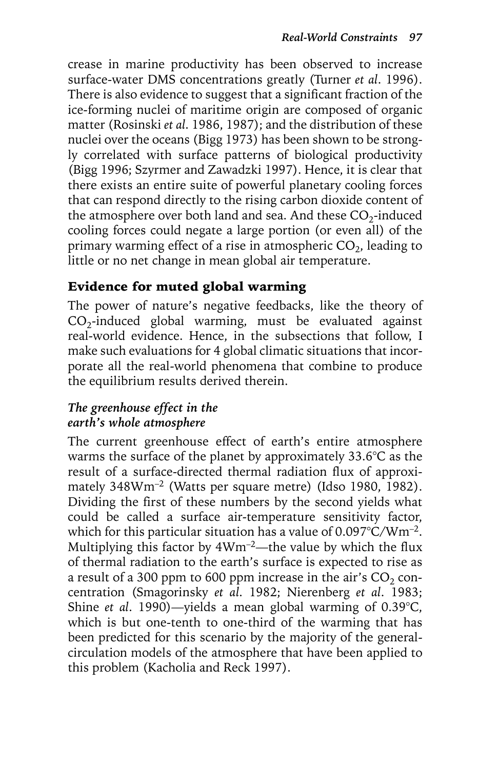crease in marine productivity has been observed to increase surface-water DMS concentrations greatly (Turner *et al.* 1996). There is also evidence to suggest that a significant fraction of the ice-forming nuclei of maritime origin are composed of organic matter (Rosinski *et al.* 1986, 1987); and the distribution of these nuclei over the oceans (Bigg 1973) has been shown to be strongly correlated with surface patterns of biological productivity (Bigg 1996; Szyrmer and Zawadzki 1997). Hence, it is clear that there exists an entire suite of powerful planetary cooling forces that can respond directly to the rising carbon dioxide content of the atmosphere over both land and sea. And these $CO_2$-induced cooling forces could negate a large portion (or even all) of the primary warming effect of a rise in atmospheric $CO_2$, leading to little or no net change in mean global air temperature.

## Evidence for muted global warming

The power of nature's negative feedbacks, like the theory of $CO_2$-induced global warming, must be evaluated against real-world evidence. Hence, in the subsections that follow, I make such evaluations for 4 global climatic situations that incorporate all the real-world phenomena that combine to produce the equilibrium results derived therein.

### *The greenhouse effect in the earth's whole atmosphere*

The current greenhouse effect of earth's entire atmosphere warms the surface of the planet by approximately 33.6°C as the result of a surface-directed thermal radiation flux of approximately $348 Wm^{-2}$ (Watts per square metre) (Idso 1980, 1982). Dividing the first of these numbers by the second yields what could be called a surface air-temperature sensitivity factor, which for this particular situation has a value of $0.097°C/Wm^{-2}$. Multiplying this factor by $4Wm^{-2}$—the value by which the flux of thermal radiation to the earth's surface is expected to rise as a result of a 300 ppm to 600 ppm increase in the air's $CO_2$ concentration (Smagorinsky *et al.* 1982; Nierenberg *et al.* 1983; Shine *et al.* 1990)—yields a mean global warming of 0.39°C, which is but one-tenth to one-third of the warming that has been predicted for this scenario by the majority of the general-circulation models of the atmosphere that have been applied to this problem (Kacholia and Reck 1997).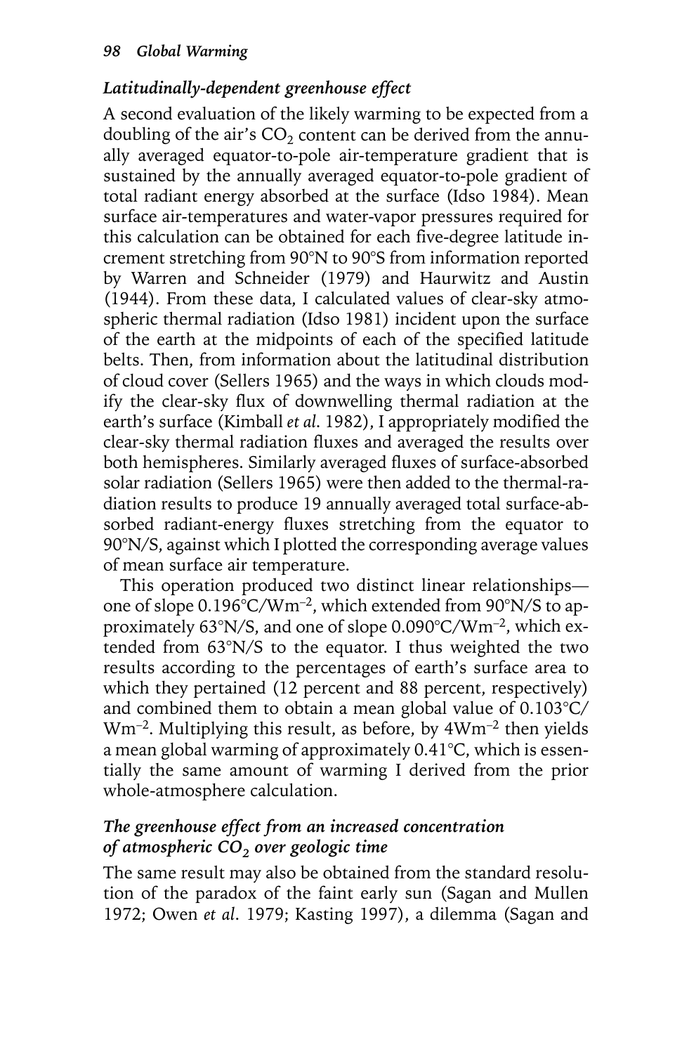### *Latitudinally-dependent greenhouse effect*

A second evaluation of the likely warming to be expected from a doubling of the air's $CO_2$ content can be derived from the annually averaged equator-to-pole air-temperature gradient that is sustained by the annually averaged equator-to-pole gradient of total radiant energy absorbed at the surface (Idso 1984). Mean surface air-temperatures and water-vapor pressures required for this calculation can be obtained for each five-degree latitude increment stretching from 90°N to 90°S from information reported by Warren and Schneider (1979) and Haurwitz and Austin (1944). From these data, I calculated values of clear-sky atmospheric thermal radiation (Idso 1981) incident upon the surface of the earth at the midpoints of each of the specified latitude belts. Then, from information about the latitudinal distribution of cloud cover (Sellers 1965) and the ways in which clouds modify the clear-sky flux of downwelling thermal radiation at the earth's surface (Kimball *et al.* 1982), I appropriately modified the clear-sky thermal radiation fluxes and averaged the results over both hemispheres. Similarly averaged fluxes of surface-absorbed solar radiation (Sellers 1965) were then added to the thermal-radiation results to produce 19 annually averaged total surface-absorbed radiant-energy fluxes stretching from the equator to 90°N/S, against which I plotted the corresponding average values of mean surface air temperature.

This operation produced two distinct linear relationships—one of slope 0.196°C/$Wm^{-2}$, which extended from 90°N/S to approximately 63°N/S, and one of slope 0.090°C/$Wm^{-2}$, which extended from 63°N/S to the equator. I thus weighted the two results according to the percentages of earth's surface area to which they pertained (12 percent and 88 percent, respectively) and combined them to obtain a mean global value of 0.103°C/$Wm^{-2}$. Multiplying this result, as before, by 4$Wm^{-2}$ then yields a mean global warming of approximately 0.41°C, which is essentially the same amount of warming I derived from the prior whole-atmosphere calculation.

### *The greenhouse effect from an increased concentration of atmospheric $CO_2$ over geologic time*

The same result may also be obtained from the standard resolution of the paradox of the faint early sun (Sagan and Mullen 1972; Owen *et al.* 1979; Kasting 1997), a dilemma (Sagan and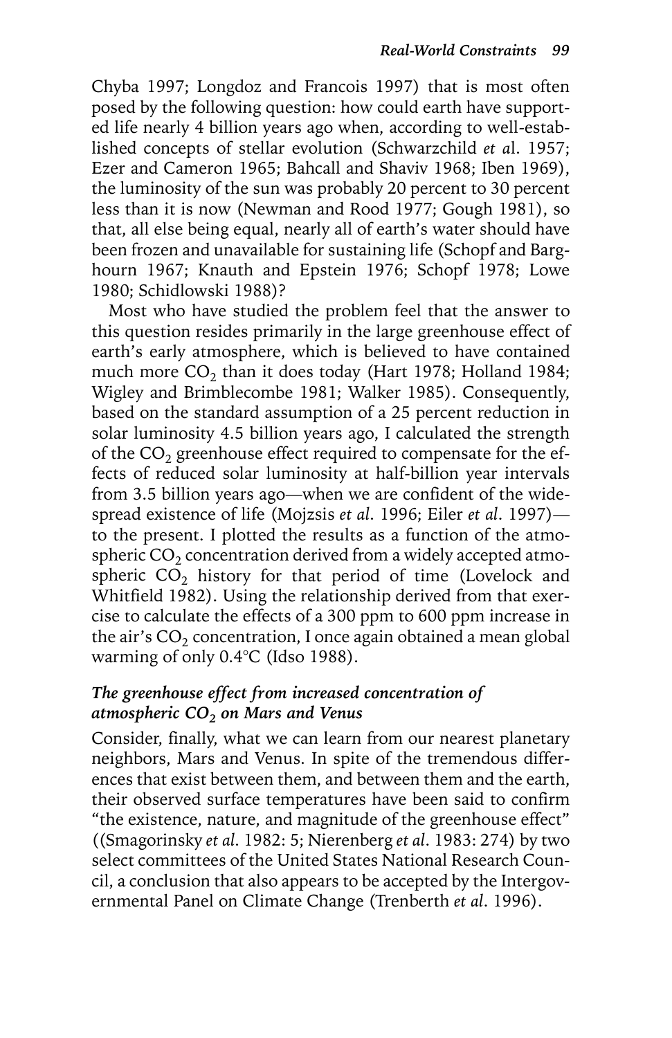Chyba 1997; Longdoz and Francois 1997) that is most often posed by the following question: how could earth have supported life nearly 4 billion years ago when, according to well-established concepts of stellar evolution (Schwarzchild *et a*l. 1957; Ezer and Cameron 1965; Bahcall and Shaviv 1968; Iben 1969), the luminosity of the sun was probably 20 percent to 30 percent less than it is now (Newman and Rood 1977; Gough 1981), so that, all else being equal, nearly all of earth's water should have been frozen and unavailable for sustaining life (Schopf and Barghourn 1967; Knauth and Epstein 1976; Schopf 1978; Lowe 1980; Schidlowski 1988)?

Most who have studied the problem feel that the answer to this question resides primarily in the large greenhouse effect of earth's early atmosphere, which is believed to have contained much more $CO_2$ than it does today (Hart 1978; Holland 1984; Wigley and Brimblecombe 1981; Walker 1985). Consequently, based on the standard assumption of a 25 percent reduction in solar luminosity 4.5 billion years ago, I calculated the strength of the $CO_2$ greenhouse effect required to compensate for the effects of reduced solar luminosity at half-billion year intervals from 3.5 billion years ago—when we are confident of the widespread existence of life (Mojzsis *et al.* 1996; Eiler *et al.* 1997)—to the present. I plotted the results as a function of the atmospheric $CO_2$ concentration derived from a widely accepted atmospheric $CO_2$ history for that period of time (Lovelock and Whitfield 1982). Using the relationship derived from that exercise to calculate the effects of a 300 ppm to 600 ppm increase in the air's $CO_2$ concentration, I once again obtained a mean global warming of only 0.4°C (Idso 1988).

### *The greenhouse effect from increased concentration of atmospheric $CO_2$ on Mars and Venus*

Consider, finally, what we can learn from our nearest planetary neighbors, Mars and Venus. In spite of the tremendous differences that exist between them, and between them and the earth, their observed surface temperatures have been said to confirm "the existence, nature, and magnitude of the greenhouse effect" ((Smagorinsky *et al.* 1982: 5; Nierenberg *et al.* 1983: 274) by two select committees of the United States National Research Council, a conclusion that also appears to be accepted by the Intergovernmental Panel on Climate Change (Trenberth *et al.* 1996).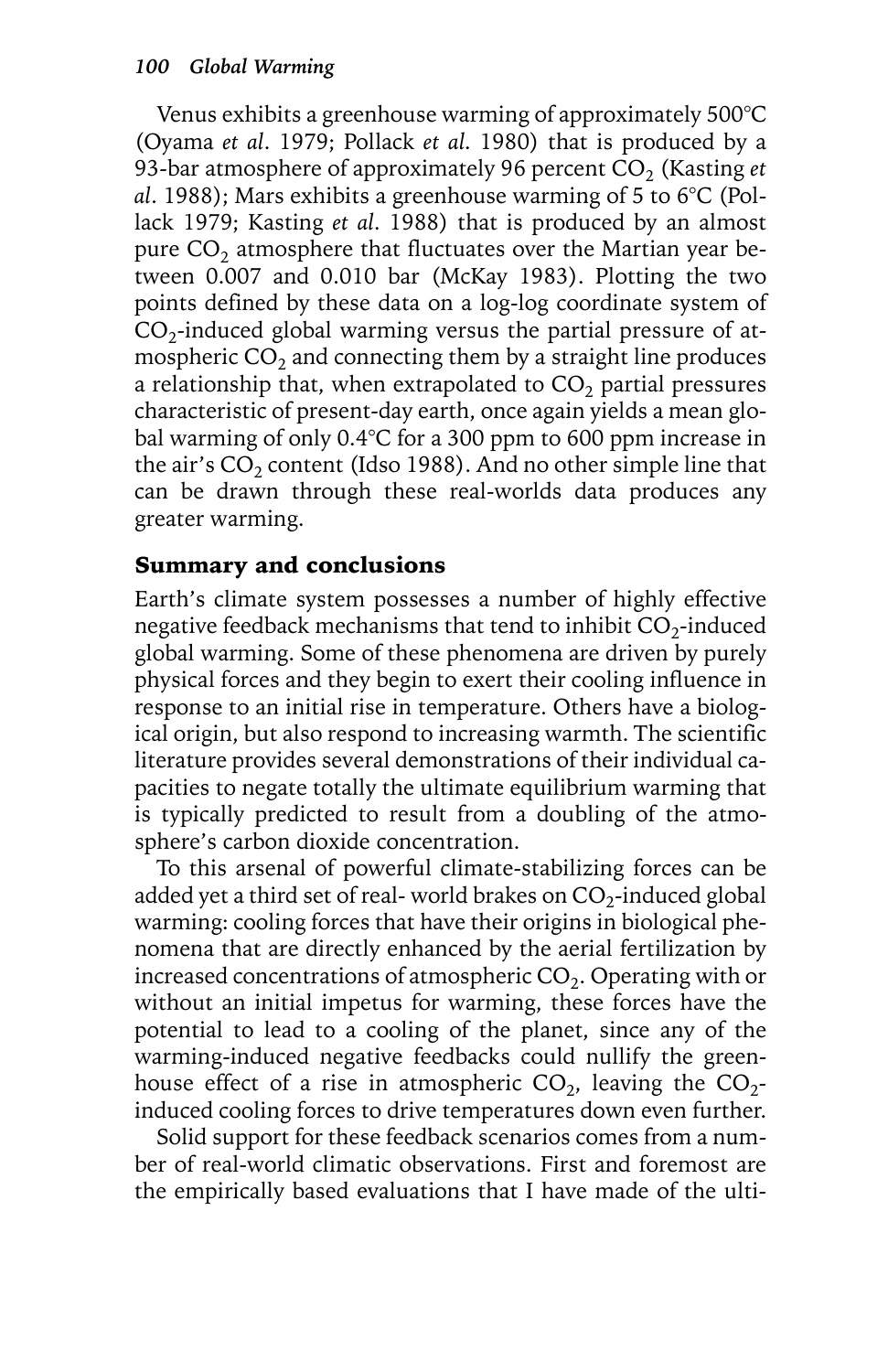Venus exhibits a greenhouse warming of approximately 500°C (Oyama *et al*. 1979; Pollack *et al*. 1980) that is produced by a 93-bar atmosphere of approximately 96 percent $CO_2$ (Kasting *et al*. 1988); Mars exhibits a greenhouse warming of 5 to 6°C (Pollack 1979; Kasting *et al*. 1988) that is produced by an almost pure $CO_2$ atmosphere that fluctuates over the Martian year between 0.007 and 0.010 bar (McKay 1983). Plotting the two points defined by these data on a log-log coordinate system of $CO_2$-induced global warming versus the partial pressure of atmospheric $CO_2$ and connecting them by a straight line produces a relationship that, when extrapolated to $CO_2$ partial pressures characteristic of present-day earth, once again yields a mean global warming of only 0.4°C for a 300 ppm to 600 ppm increase in the air's $CO_2$ content (Idso 1988). And no other simple line that can be drawn through these real-worlds data produces any greater warming.

## Summary and conclusions

Earth's climate system possesses a number of highly effective negative feedback mechanisms that tend to inhibit $CO_2$-induced global warming. Some of these phenomena are driven by purely physical forces and they begin to exert their cooling influence in response to an initial rise in temperature. Others have a biological origin, but also respond to increasing warmth. The scientific literature provides several demonstrations of their individual capacities to negate totally the ultimate equilibrium warming that is typically predicted to result from a doubling of the atmosphere's carbon dioxide concentration.

To this arsenal of powerful climate-stabilizing forces can be added yet a third set of real- world brakes on $CO_2$-induced global warming: cooling forces that have their origins in biological phenomena that are directly enhanced by the aerial fertilization by increased concentrations of atmospheric $CO_2$. Operating with or without an initial impetus for warming, these forces have the potential to lead to a cooling of the planet, since any of the warming-induced negative feedbacks could nullify the greenhouse effect of a rise in atmospheric $CO_2$, leaving the $CO_2$-induced cooling forces to drive temperatures down even further.

Solid support for these feedback scenarios comes from a number of real-world climatic observations. First and foremost are the empirically based evaluations that I have made of the ulti-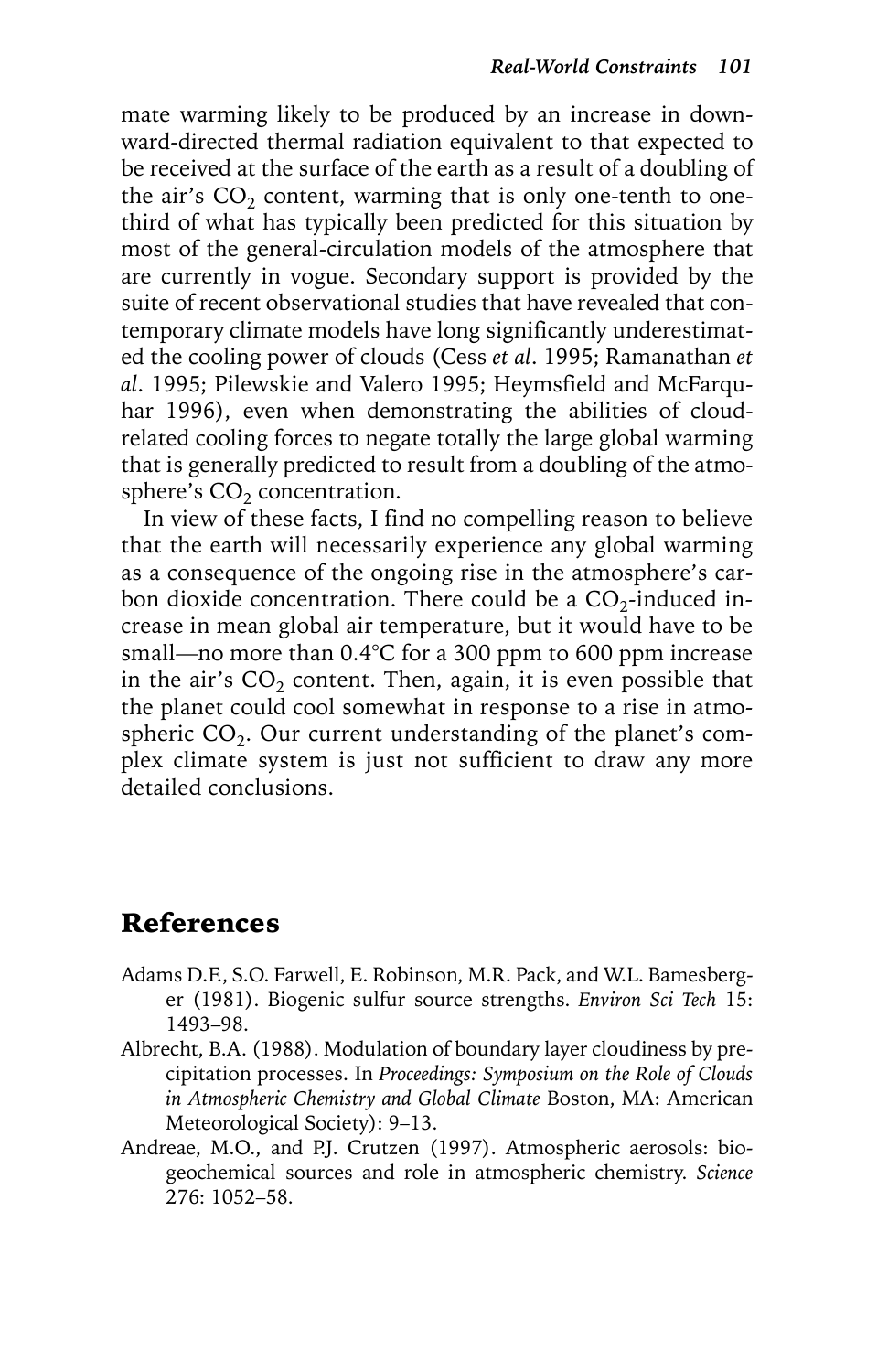mate warming likely to be produced by an increase in downward-directed thermal radiation equivalent to that expected to be received at the surface of the earth as a result of a doubling of the air's $CO_2$ content, warming that is only one-tenth to one-third of what has typically been predicted for this situation by most of the general-circulation models of the atmosphere that are currently in vogue. Secondary support is provided by the suite of recent observational studies that have revealed that contemporary climate models have long significantly underestimated the cooling power of clouds (Cess *et al*. 1995; Ramanathan *et al*. 1995; Pilewskie and Valero 1995; Heymsfield and McFarquhar 1996), even when demonstrating the abilities of cloud-related cooling forces to negate totally the large global warming that is generally predicted to result from a doubling of the atmosphere's $CO_2$ concentration.

In view of these facts, I find no compelling reason to believe that the earth will necessarily experience any global warming as a consequence of the ongoing rise in the atmosphere's carbon dioxide concentration. There could be a $CO_2$-induced increase in mean global air temperature, but it would have to be small—no more than 0.4°C for a 300 ppm to 600 ppm increase in the air's $CO_2$ content. Then, again, it is even possible that the planet could cool somewhat in response to a rise in atmospheric $CO_2$. Our current understanding of the planet's complex climate system is just not sufficient to draw any more detailed conclusions.

## References

Adams D.F., S.O. Farwell, E. Robinson, M.R. Pack, and W.L. Bamesberger (1981). Biogenic sulfur source strengths. *Environ Sci Tech* 15: 1493–98.

Albrecht, B.A. (1988). Modulation of boundary layer cloudiness by precipitation processes. In *Proceedings: Symposium on the Role of Clouds in Atmospheric Chemistry and Global Climate* Boston, MA: American Meteorological Society): 9–13.

Andreae, M.O., and P.J. Crutzen (1997). Atmospheric aerosols: biogeochemical sources and role in atmospheric chemistry. *Science* 276: 1052–58.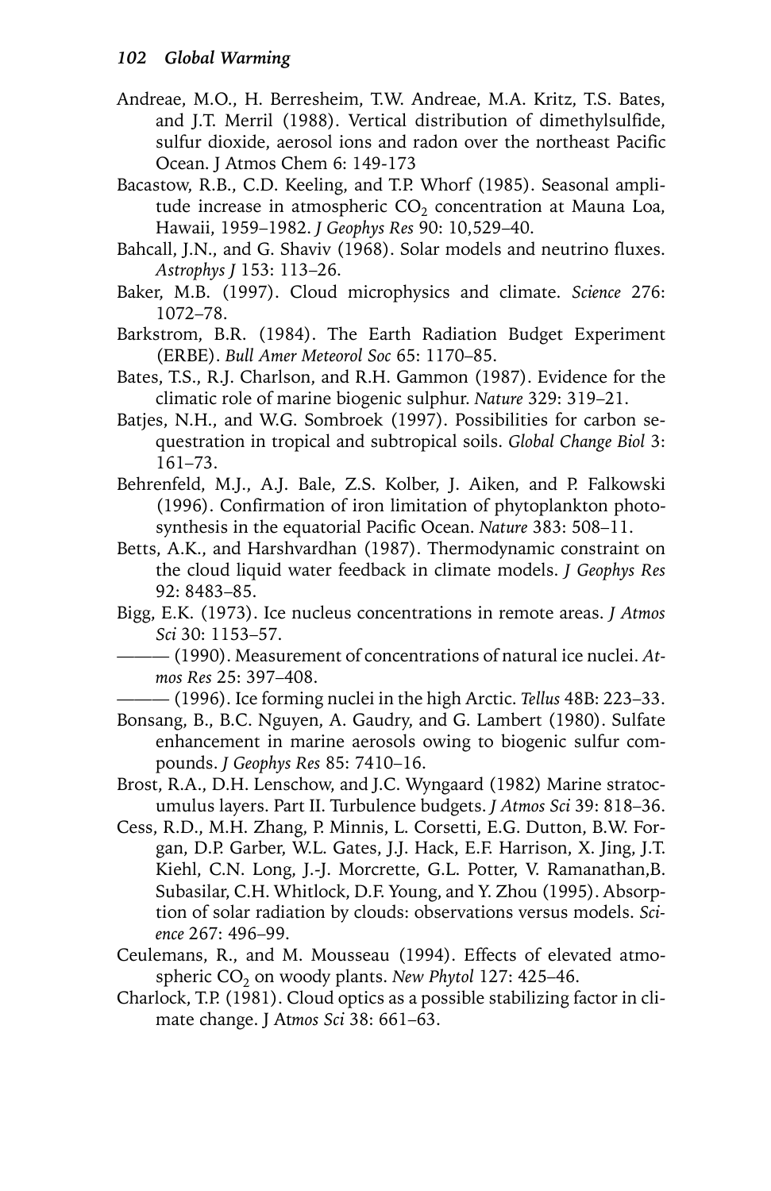Andreae, M.O., H. Berresheim, T.W. Andreae, M.A. Kritz, T.S. Bates, and J.T. Merril (1988). Vertical distribution of dimethylsulfide, sulfur dioxide, aerosol ions and radon over the northeast Pacific Ocean. J Atmos Chem 6: 149-173

Bacastow, R.B., C.D. Keeling, and T.P. Whorf (1985). Seasonal amplitude increase in atmospheric $CO_2$ concentration at Mauna Loa, Hawaii, 1959–1982. *J Geophys Res* 90: 10,529–40.

Bahcall, J.N., and G. Shaviv (1968). Solar models and neutrino fluxes. *Astrophys J* 153: 113–26.

Baker, M.B. (1997). Cloud microphysics and climate. *Science* 276: 1072–78.

Barkstrom, B.R. (1984). The Earth Radiation Budget Experiment (ERBE). *Bull Amer Meteorol Soc* 65: 1170–85.

Bates, T.S., R.J. Charlson, and R.H. Gammon (1987). Evidence for the climatic role of marine biogenic sulphur. *Nature* 329: 319–21.

Batjes, N.H., and W.G. Sombroek (1997). Possibilities for carbon sequestration in tropical and subtropical soils. *Global Change Biol* 3: 161–73.

Behrenfeld, M.J., A.J. Bale, Z.S. Kolber, J. Aiken, and P. Falkowski (1996). Confirmation of iron limitation of phytoplankton photosynthesis in the equatorial Pacific Ocean. *Nature* 383: 508–11.

Betts, A.K., and Harshvardhan (1987). Thermodynamic constraint on the cloud liquid water feedback in climate models. *J Geophys Res* 92: 8483–85.

Bigg, E.K. (1973). Ice nucleus concentrations in remote areas. *J Atmos Sci* 30: 1153–57.

——— (1990). Measurement of concentrations of natural ice nuclei. *Atmos Res* 25: 397–408.

——— (1996). Ice forming nuclei in the high Arctic. *Tellus* 48B: 223–33.

Bonsang, B., B.C. Nguyen, A. Gaudry, and G. Lambert (1980). Sulfate enhancement in marine aerosols owing to biogenic sulfur compounds. *J Geophys Res* 85: 7410–16.

Brost, R.A., D.H. Lenschow, and J.C. Wyngaard (1982) Marine stratocumulus layers. Part II. Turbulence budgets. *J Atmos Sci* 39: 818–36.

Cess, R.D., M.H. Zhang, P. Minnis, L. Corsetti, E.G. Dutton, B.W. Forgan, D.P. Garber, W.L. Gates, J.J. Hack, E.F. Harrison, X. Jing, J.T. Kiehl, C.N. Long, J.-J. Morcrette, G.L. Potter, V. Ramanathan,B. Subasilar, C.H. Whitlock, D.F. Young, and Y. Zhou (1995). Absorption of solar radiation by clouds: observations versus models. *Science* 267: 496–99.

Ceulemans, R., and M. Mousseau (1994). Effects of elevated atmospheric $CO_2$ on woody plants. *New Phytol* 127: 425–46.

Charlock, T.P. (1981). Cloud optics as a possible stabilizing factor in climate change. J At*mos Sci* 38: 661–63.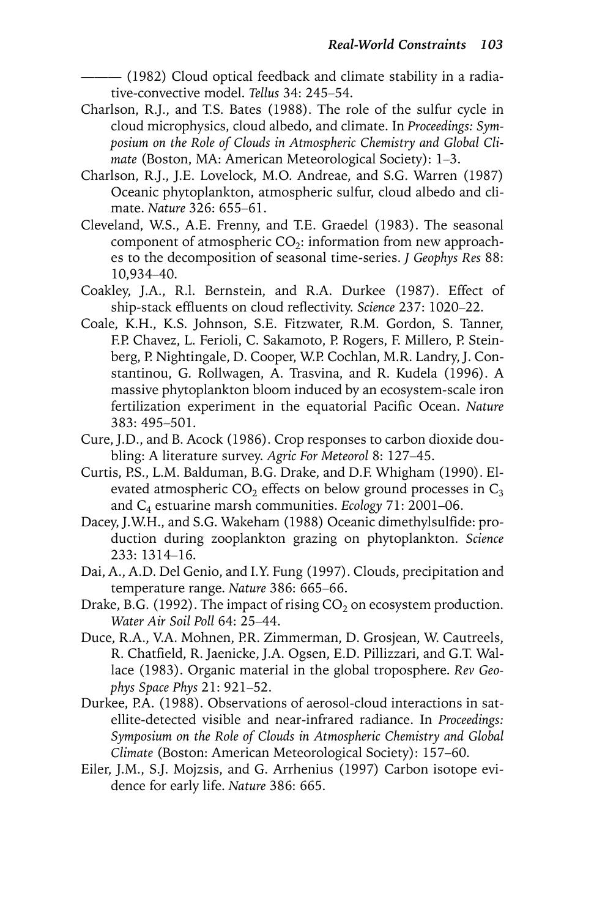——— (1982) Cloud optical feedback and climate stability in a radiative-convective model. *Tellus* 34: 245–54.

Charlson, R.J., and T.S. Bates (1988). The role of the sulfur cycle in cloud microphysics, cloud albedo, and climate. In *Proceedings: Symposium on the Role of Clouds in Atmospheric Chemistry and Global Climate* (Boston, MA: American Meteorological Society): 1–3.

Charlson, R.J., J.E. Lovelock, M.O. Andreae, and S.G. Warren (1987) Oceanic phytoplankton, atmospheric sulfur, cloud albedo and climate. *Nature* 326: 655–61.

Cleveland, W.S., A.E. Frenny, and T.E. Graedel (1983). The seasonal component of atmospheric $CO_2$: information from new approaches to the decomposition of seasonal time-series. *J Geophys Res* 88: 10,934–40.

Coakley, J.A., R.l. Bernstein, and R.A. Durkee (1987). Effect of ship-stack effluents on cloud reflectivity. *Science* 237: 1020–22.

Coale, K.H., K.S. Johnson, S.E. Fitzwater, R.M. Gordon, S. Tanner, F.P. Chavez, L. Ferioli, C. Sakamoto, P. Rogers, F. Millero, P. Steinberg, P. Nightingale, D. Cooper, W.P. Cochlan, M.R. Landry, J. Constantinou, G. Rollwagen, A. Trasvina, and R. Kudela (1996). A massive phytoplankton bloom induced by an ecosystem-scale iron fertilization experiment in the equatorial Pacific Ocean. *Nature* 383: 495–501.

Cure, J.D., and B. Acock (1986). Crop responses to carbon dioxide doubling: A literature survey. *Agric For Meteorol* 8: 127–45.

Curtis, P.S., L.M. Balduman, B.G. Drake, and D.F. Whigham (1990). Elevated atmospheric $CO_2$ effects on below ground processes in $C_3$ and $C_4$ estuarine marsh communities. *Ecology* 71: 2001–06.

Dacey, J.W.H., and S.G. Wakeham (1988) Oceanic dimethylsulfide: production during zooplankton grazing on phytoplankton. *Science* 233: 1314–16.

Dai, A., A.D. Del Genio, and I.Y. Fung (1997). Clouds, precipitation and temperature range. *Nature* 386: 665–66.

Drake, B.G. (1992). The impact of rising $CO_2$ on ecosystem production. *Water Air Soil Poll* 64: 25–44.

Duce, R.A., V.A. Mohnen, P.R. Zimmerman, D. Grosjean, W. Cautreels, R. Chatfield, R. Jaenicke, J.A. Ogsen, E.D. Pillizzari, and G.T. Wallace (1983). Organic material in the global troposphere. *Rev Geophys Space Phys* 21: 921–52.

Durkee, P.A. (1988). Observations of aerosol-cloud interactions in satellite-detected visible and near-infrared radiance. In *Proceedings: Symposium on the Role of Clouds in Atmospheric Chemistry and Global Climate* (Boston: American Meteorological Society): 157–60.

Eiler, J.M., S.J. Mojzsis, and G. Arrhenius (1997) Carbon isotope evidence for early life. *Nature* 386: 665.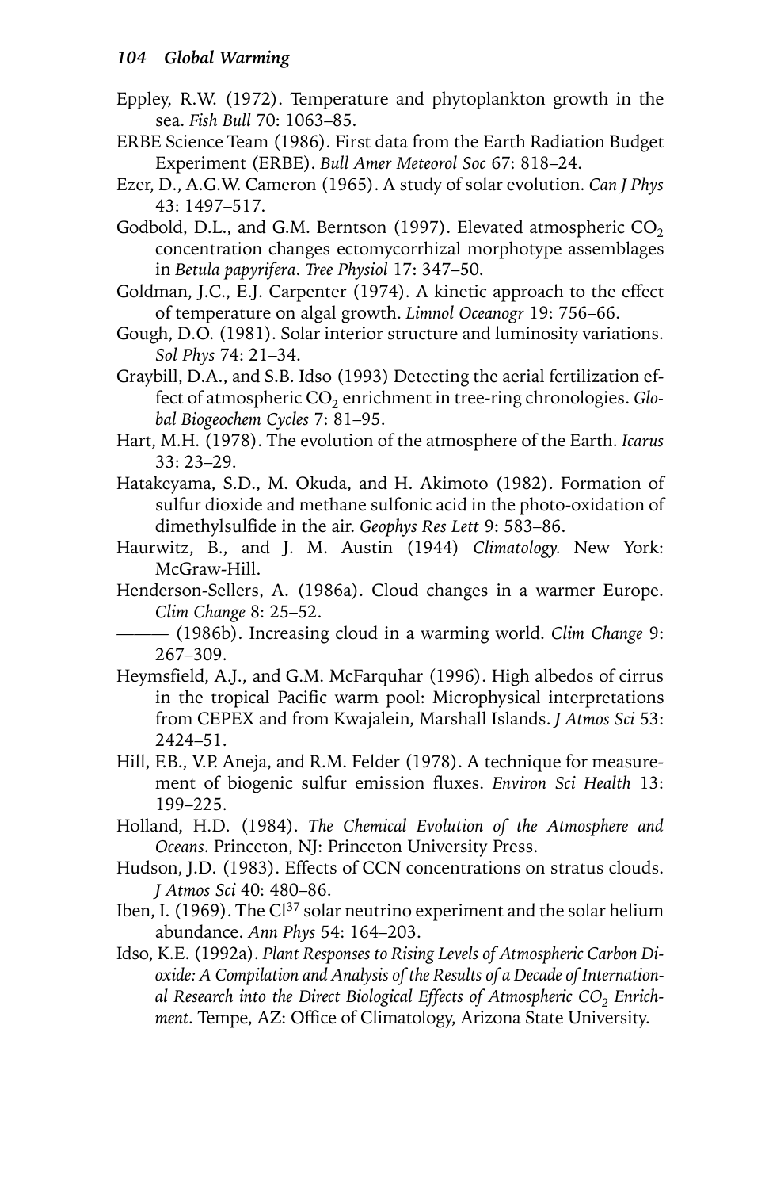Eppley, R.W. (1972). Temperature and phytoplankton growth in the sea. *Fish Bull* 70: 1063–85.

ERBE Science Team (1986). First data from the Earth Radiation Budget Experiment (ERBE). *Bull Amer Meteorol Soc* 67: 818–24.

Ezer, D., A.G.W. Cameron (1965). A study of solar evolution. *Can J Phys* 43: 1497–517.

Godbold, D.L., and G.M. Berntson (1997). Elevated atmospheric $CO_2$ concentration changes ectomycorrhizal morphotype assemblages in *Betula papyrifera*. *Tree Physiol* 17: 347–50.

Goldman, J.C., E.J. Carpenter (1974). A kinetic approach to the effect of temperature on algal growth. *Limnol Oceanogr* 19: 756–66.

Gough, D.O. (1981). Solar interior structure and luminosity variations. *Sol Phys* 74: 21–34.

Graybill, D.A., and S.B. Idso (1993) Detecting the aerial fertilization effect of atmospheric $CO_2$ enrichment in tree-ring chronologies. *Global Biogeochem Cycles* 7: 81–95.

Hart, M.H. (1978). The evolution of the atmosphere of the Earth. *Icarus* 33: 23–29.

Hatakeyama, S.D., M. Okuda, and H. Akimoto (1982). Formation of sulfur dioxide and methane sulfonic acid in the photo-oxidation of dimethylsulfide in the air. *Geophys Res Lett* 9: 583–86.

Haurwitz, B., and J. M. Austin (1944) *Climatology*. New York: McGraw-Hill.

Henderson-Sellers, A. (1986a). Cloud changes in a warmer Europe. *Clim Change* 8: 25–52.

——— (1986b). Increasing cloud in a warming world. *Clim Change* 9: 267–309.

Heymsfield, A.J., and G.M. McFarquhar (1996). High albedos of cirrus in the tropical Pacific warm pool: Microphysical interpretations from CEPEX and from Kwajalein, Marshall Islands. *J Atmos Sci* 53: 2424–51.

Hill, F.B., V.P. Aneja, and R.M. Felder (1978). A technique for measurement of biogenic sulfur emission fluxes. *Environ Sci Health* 13: 199–225.

Holland, H.D. (1984). *The Chemical Evolution of the Atmosphere and Oceans*. Princeton, NJ: Princeton University Press.

Hudson, J.D. (1983). Effects of CCN concentrations on stratus clouds. *J Atmos Sci* 40: 480–86.

Iben, I. (1969). The $Cl^{37}$ solar neutrino experiment and the solar helium abundance. *Ann Phys* 54: 164–203.

Idso, K.E. (1992a). *Plant Responses to Rising Levels of Atmospheric Carbon Dioxide: A Compilation and Analysis of the Results of a Decade of International Research into the Direct Biological Effects of Atmospheric $CO_2$ Enrichment*. Tempe, AZ: Office of Climatology, Arizona State University.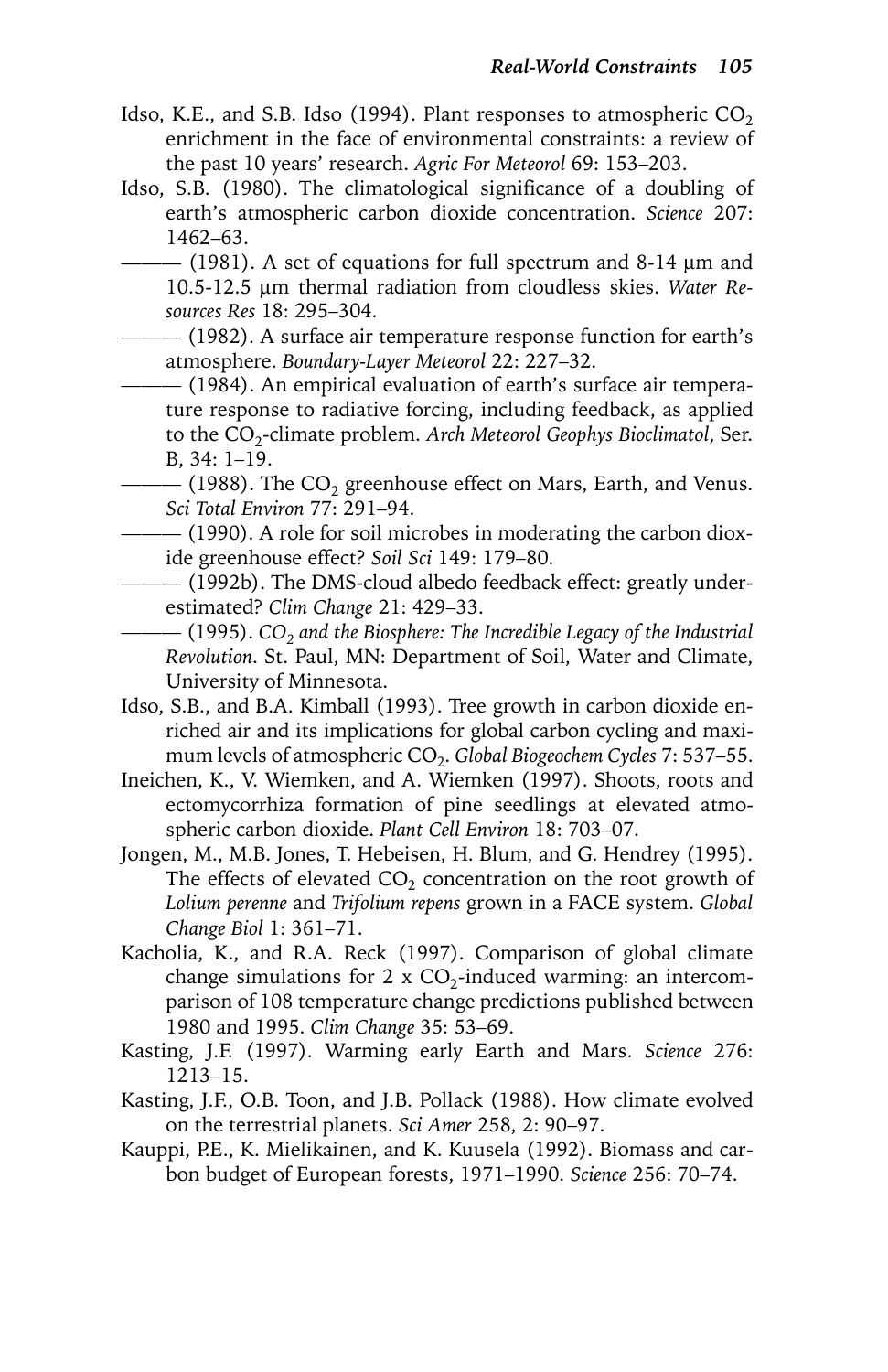Idso, K.E., and S.B. Idso (1994). Plant responses to atmospheric $CO_2$ enrichment in the face of environmental constraints: a review of the past 10 years' research. *Agric For Meteorol* 69: 153–203.

Idso, S.B. (1980). The climatological significance of a doubling of earth's atmospheric carbon dioxide concentration. *Science* 207: 1462–63.

——— (1981). A set of equations for full spectrum and 8-14 µm and 10.5-12.5 µm thermal radiation from cloudless skies. *Water Resources Res* 18: 295–304.

——— (1982). A surface air temperature response function for earth's atmosphere. *Boundary-Layer Meteorol* 22: 227–32.

——— (1984). An empirical evaluation of earth's surface air temperature response to radiative forcing, including feedback, as applied to the $CO_2$-climate problem. *Arch Meteorol Geophys Bioclimatol*, Ser. B, 34: 1–19.

——— (1988). The $CO_2$ greenhouse effect on Mars, Earth, and Venus. *Sci Total Environ* 77: 291–94.

——— (1990). A role for soil microbes in moderating the carbon dioxide greenhouse effect? *Soil Sci* 149: 179–80.

——— (1992b). The DMS-cloud albedo feedback effect: greatly underestimated? *Clim Change* 21: 429–33.

——— (1995). *$CO_2$ and the Biosphere: The Incredible Legacy of the Industrial Revolution*. St. Paul, MN: Department of Soil, Water and Climate, University of Minnesota.

Idso, S.B., and B.A. Kimball (1993). Tree growth in carbon dioxide enriched air and its implications for global carbon cycling and maximum levels of atmospheric $CO_2$. *Global Biogeochem Cycles* 7: 537–55.

Ineichen, K., V. Wiemken, and A. Wiemken (1997). Shoots, roots and ectomycorrhiza formation of pine seedlings at elevated atmospheric carbon dioxide. *Plant Cell Environ* 18: 703–07.

Jongen, M., M.B. Jones, T. Hebeisen, H. Blum, and G. Hendrey (1995). The effects of elevated $CO_2$ concentration on the root growth of *Lolium perenne* and *Trifolium repens* grown in a FACE system. *Global Change Biol* 1: 361–71.

Kacholia, K., and R.A. Reck (1997). Comparison of global climate change simulations for 2 x $CO_2$-induced warming: an intercomparison of 108 temperature change predictions published between 1980 and 1995. *Clim Change* 35: 53–69.

Kasting, J.F. (1997). Warming early Earth and Mars. *Science* 276: 1213–15.

Kasting, J.F., O.B. Toon, and J.B. Pollack (1988). How climate evolved on the terrestrial planets. *Sci Amer* 258, 2: 90–97.

Kauppi, P.E., K. Mielikainen, and K. Kuusela (1992). Biomass and carbon budget of European forests, 1971–1990. *Science* 256: 70–74.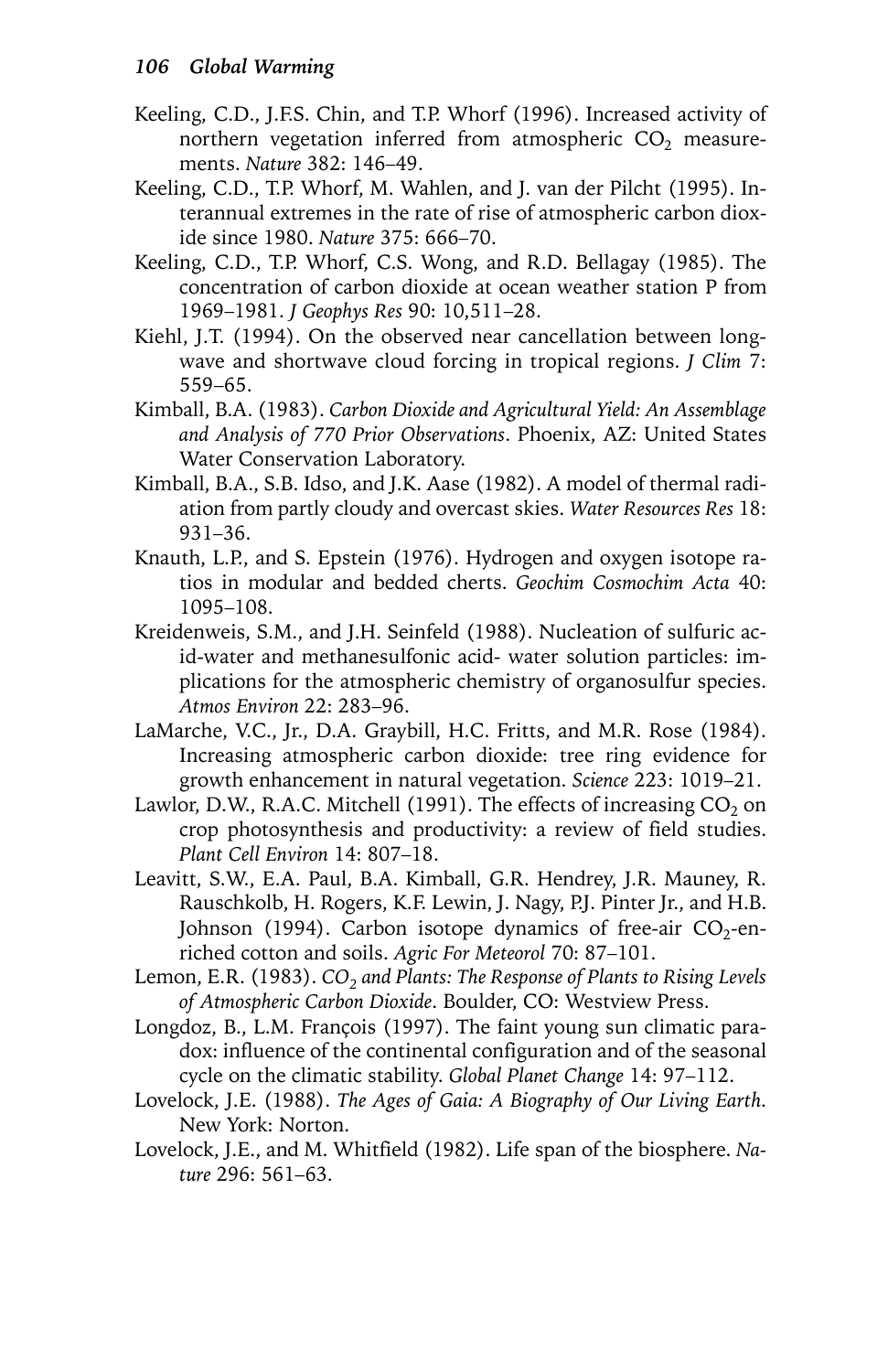Keeling, C.D., J.F.S. Chin, and T.P. Whorf (1996). Increased activity of northern vegetation inferred from atmospheric $CO_2$ measurements. *Nature* 382: 146–49.

Keeling, C.D., T.P. Whorf, M. Wahlen, and J. van der Pilcht (1995). Interannual extremes in the rate of rise of atmospheric carbon dioxide since 1980. *Nature* 375: 666–70.

Keeling, C.D., T.P. Whorf, C.S. Wong, and R.D. Bellagay (1985). The concentration of carbon dioxide at ocean weather station P from 1969–1981. *J Geophys Res* 90: 10,511–28.

Kiehl, J.T. (1994). On the observed near cancellation between longwave and shortwave cloud forcing in tropical regions. *J Clim* 7: 559–65.

Kimball, B.A. (1983). *Carbon Dioxide and Agricultural Yield: An Assemblage and Analysis of 770 Prior Observations*. Phoenix, AZ: United States Water Conservation Laboratory.

Kimball, B.A., S.B. Idso, and J.K. Aase (1982). A model of thermal radiation from partly cloudy and overcast skies. *Water Resources Res* 18: 931–36.

Knauth, L.P., and S. Epstein (1976). Hydrogen and oxygen isotope ratios in modular and bedded cherts. *Geochim Cosmochim Acta* 40: 1095–108.

Kreidenweis, S.M., and J.H. Seinfeld (1988). Nucleation of sulfuric acid-water and methanesulfonic acid- water solution particles: implications for the atmospheric chemistry of organosulfur species. *Atmos Environ* 22: 283–96.

LaMarche, V.C., Jr., D.A. Graybill, H.C. Fritts, and M.R. Rose (1984). Increasing atmospheric carbon dioxide: tree ring evidence for growth enhancement in natural vegetation. *Science* 223: 1019–21.

Lawlor, D.W., R.A.C. Mitchell (1991). The effects of increasing $CO_2$ on crop photosynthesis and productivity: a review of field studies. *Plant Cell Environ* 14: 807–18.

Leavitt, S.W., E.A. Paul, B.A. Kimball, G.R. Hendrey, J.R. Mauney, R. Rauschkolb, H. Rogers, K.F. Lewin, J. Nagy, P.J. Pinter Jr., and H.B. Johnson (1994). Carbon isotope dynamics of free-air $CO_2$-enriched cotton and soils. *Agric For Meteorol* 70: 87–101.

Lemon, E.R. (1983). *$CO_2$ and Plants: The Response of Plants to Rising Levels of Atmospheric Carbon Dioxide*. Boulder, CO: Westview Press.

Longdoz, B., L.M. François (1997). The faint young sun climatic paradox: influence of the continental configuration and of the seasonal cycle on the climatic stability. *Global Planet Change* 14: 97–112.

Lovelock, J.E. (1988). *The Ages of Gaia: A Biography of Our Living Earth*. New York: Norton.

Lovelock, J.E., and M. Whitfield (1982). Life span of the biosphere. *Nature* 296: 561–63.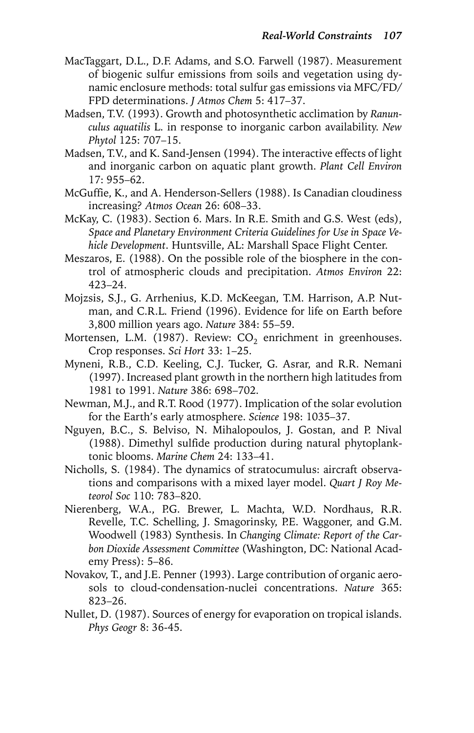MacTaggart, D.L., D.F. Adams, and S.O. Farwell (1987). Measurement of biogenic sulfur emissions from soils and vegetation using dynamic enclosure methods: total sulfur gas emissions via MFC/FD/FPD determinations. *J Atmos Chem* 5: 417–37.

Madsen, T.V. (1993). Growth and photosynthetic acclimation by *Ranunculus aquatilis* L. in response to inorganic carbon availability. *New Phytol* 125: 707–15.

Madsen, T.V., and K. Sand-Jensen (1994). The interactive effects of light and inorganic carbon on aquatic plant growth. *Plant Cell Environ* 17: 955–62.

McGuffie, K., and A. Henderson-Sellers (1988). Is Canadian cloudiness increasing? *Atmos Ocean* 26: 608–33.

McKay, C. (1983). Section 6. Mars. In R.E. Smith and G.S. West (eds), *Space and Planetary Environment Criteria Guidelines for Use in Space Vehicle Development*. Huntsville, AL: Marshall Space Flight Center.

Meszaros, E. (1988). On the possible role of the biosphere in the control of atmospheric clouds and precipitation. *Atmos Environ* 22: 423–24.

Mojzsis, S.J., G. Arrhenius, K.D. McKeegan, T.M. Harrison, A.P. Nutman, and C.R.L. Friend (1996). Evidence for life on Earth before 3,800 million years ago. *Nature* 384: 55–59.

Mortensen, L.M. (1987). Review: $CO_2$ enrichment in greenhouses. Crop responses. *Sci Hort* 33: 1–25.

Myneni, R.B., C.D. Keeling, C.J. Tucker, G. Asrar, and R.R. Nemani (1997). Increased plant growth in the northern high latitudes from 1981 to 1991. *Nature* 386: 698–702.

Newman, M.J., and R.T. Rood (1977). Implication of the solar evolution for the Earth's early atmosphere. *Science* 198: 1035–37.

Nguyen, B.C., S. Belviso, N. Mihalopoulos, J. Gostan, and P. Nival (1988). Dimethyl sulfide production during natural phytoplanktonic blooms. *Marine Chem* 24: 133–41.

Nicholls, S. (1984). The dynamics of stratocumulus: aircraft observations and comparisons with a mixed layer model. *Quart J Roy Meteorol Soc* 110: 783–820.

Nierenberg, W.A., P.G. Brewer, L. Machta, W.D. Nordhaus, R.R. Revelle, T.C. Schelling, J. Smagorinsky, P.E. Waggoner, and G.M. Woodwell (1983) Synthesis. In *Changing Climate: Report of the Carbon Dioxide Assessment Committee* (Washington, DC: National Academy Press): 5–86.

Novakov, T., and J.E. Penner (1993). Large contribution of organic aerosols to cloud-condensation-nuclei concentrations. *Nature* 365: 823–26.

Nullet, D. (1987). Sources of energy for evaporation on tropical islands. *Phys Geogr* 8: 36-45.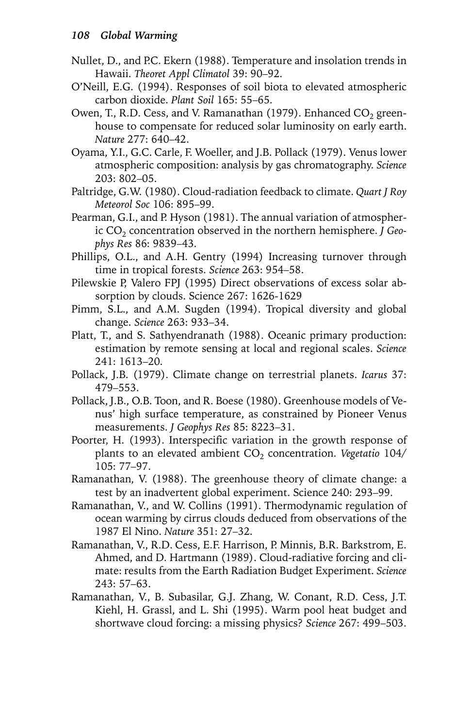Nullet, D., and P.C. Ekern (1988). Temperature and insolation trends in Hawaii. *Theoret Appl Climatol* 39: 90–92.

O'Neill, E.G. (1994). Responses of soil biota to elevated atmospheric carbon dioxide. *Plant Soil* 165: 55–65.

Owen, T., R.D. Cess, and V. Ramanathan (1979). Enhanced $CO_2$ greenhouse to compensate for reduced solar luminosity on early earth. *Nature* 277: 640–42.

Oyama, Y.I., G.C. Carle, F. Woeller, and J.B. Pollack (1979). Venus lower atmospheric composition: analysis by gas chromatography. *Science* 203: 802–05.

Paltridge, G.W. (1980). Cloud-radiation feedback to climate. *Quart J Roy Meteorol Soc* 106: 895–99.

Pearman, G.I., and P. Hyson (1981). The annual variation of atmospheric $CO_2$ concentration observed in the northern hemisphere. *J Geophys Res* 86: 9839–43.

Phillips, O.L., and A.H. Gentry (1994) Increasing turnover through time in tropical forests. *Science* 263: 954–58.

Pilewskie P, Valero FPJ (1995) Direct observations of excess solar absorption by clouds. Science 267: 1626-1629

Pimm, S.L., and A.M. Sugden (1994). Tropical diversity and global change. *Science* 263: 933–34.

Platt, T., and S. Sathyendranath (1988). Oceanic primary production: estimation by remote sensing at local and regional scales. *Science* 241: 1613–20.

Pollack, J.B. (1979). Climate change on terrestrial planets. *Icarus* 37: 479–553.

Pollack, J.B., O.B. Toon, and R. Boese (1980). Greenhouse models of Venus' high surface temperature, as constrained by Pioneer Venus measurements. *J Geophys Res* 85: 8223–31.

Poorter, H. (1993). Interspecific variation in the growth response of plants to an elevated ambient $CO_2$ concentration. *Vegetatio* 104/105: 77–97.

Ramanathan, V. (1988). The greenhouse theory of climate change: a test by an inadvertent global experiment. Science 240: 293–99.

Ramanathan, V., and W. Collins (1991). Thermodynamic regulation of ocean warming by cirrus clouds deduced from observations of the 1987 El Nino. *Nature* 351: 27–32.

Ramanathan, V., R.D. Cess, E.F. Harrison, P. Minnis, B.R. Barkstrom, E. Ahmed, and D. Hartmann (1989). Cloud-radiative forcing and climate: results from the Earth Radiation Budget Experiment. *Science* 243: 57–63.

Ramanathan, V., B. Subasilar, G.J. Zhang, W. Conant, R.D. Cess, J.T. Kiehl, H. Grassl, and L. Shi (1995). Warm pool heat budget and shortwave cloud forcing: a missing physics? *Science* 267: 499–503.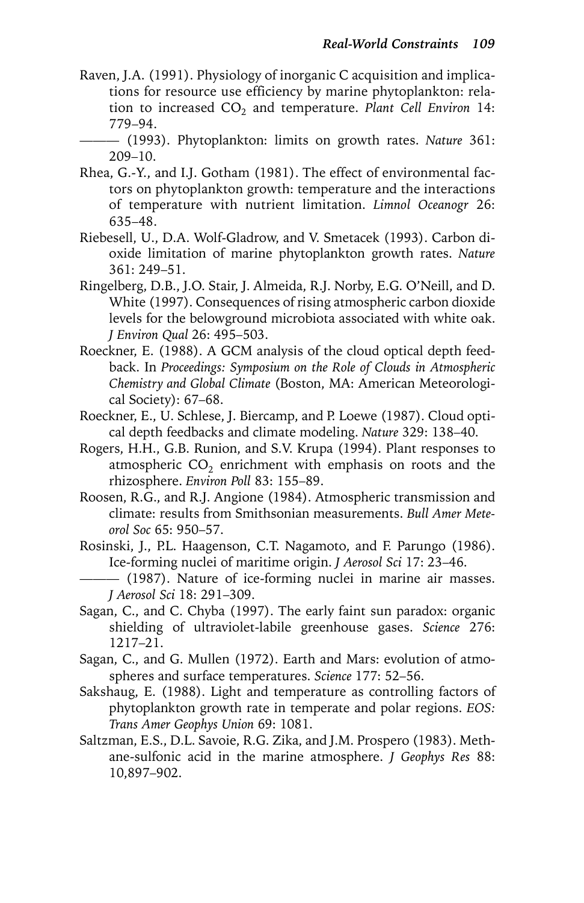Raven, J.A. (1991). Physiology of inorganic C acquisition and implications for resource use efficiency by marine phytoplankton: relation to increased $CO_2$ and temperature. *Plant Cell Environ* 14: 779–94.

——— (1993). Phytoplankton: limits on growth rates. *Nature* 361: 209–10.

Rhea, G.-Y., and I.J. Gotham (1981). The effect of environmental factors on phytoplankton growth: temperature and the interactions of temperature with nutrient limitation. *Limnol Oceanogr* 26: 635–48.

Riebesell, U., D.A. Wolf-Gladrow, and V. Smetacek (1993). Carbon dioxide limitation of marine phytoplankton growth rates. *Nature* 361: 249–51.

Ringelberg, D.B., J.O. Stair, J. Almeida, R.J. Norby, E.G. O'Neill, and D. White (1997). Consequences of rising atmospheric carbon dioxide levels for the belowground microbiota associated with white oak. *J Environ Qual* 26: 495–503.

Roeckner, E. (1988). A GCM analysis of the cloud optical depth feedback. In *Proceedings: Symposium on the Role of Clouds in Atmospheric Chemistry and Global Climate* (Boston, MA: American Meteorological Society): 67–68.

Roeckner, E., U. Schlese, J. Biercamp, and P. Loewe (1987). Cloud optical depth feedbacks and climate modeling. *Nature* 329: 138–40.

Rogers, H.H., G.B. Runion, and S.V. Krupa (1994). Plant responses to atmospheric $CO_2$ enrichment with emphasis on roots and the rhizosphere. *Environ Poll* 83: 155–89.

Roosen, R.G., and R.J. Angione (1984). Atmospheric transmission and climate: results from Smithsonian measurements. *Bull Amer Meteorol Soc* 65: 950–57.

Rosinski, J., P.L. Haagenson, C.T. Nagamoto, and F. Parungo (1986). Ice-forming nuclei of maritime origin. *J Aerosol Sci* 17: 23–46.

——— (1987). Nature of ice-forming nuclei in marine air masses. *J Aerosol Sci* 18: 291–309.

Sagan, C., and C. Chyba (1997). The early faint sun paradox: organic shielding of ultraviolet-labile greenhouse gases. *Science* 276: 1217–21.

Sagan, C., and G. Mullen (1972). Earth and Mars: evolution of atmospheres and surface temperatures. *Science* 177: 52–56.

Sakshaug, E. (1988). Light and temperature as controlling factors of phytoplankton growth rate in temperate and polar regions. *EOS: Trans Amer Geophys Union* 69: 1081.

Saltzman, E.S., D.L. Savoie, R.G. Zika, and J.M. Prospero (1983). Methane-sulfonic acid in the marine atmosphere. *J Geophys Res* 88: 10,897–902.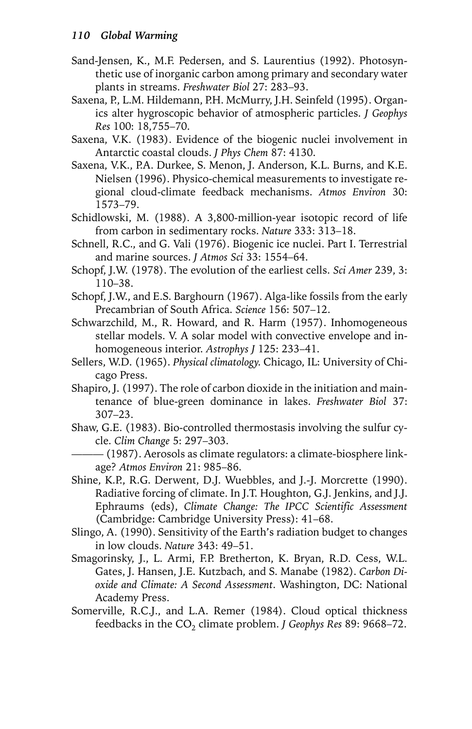Sand-Jensen, K., M.F. Pedersen, and S. Laurentius (1992). Photosynthetic use of inorganic carbon among primary and secondary water plants in streams. *Freshwater Biol* 27: 283–93.

Saxena, P., L.M. Hildemann, P.H. McMurry, J.H. Seinfeld (1995). Organics alter hygroscopic behavior of atmospheric particles. *J Geophys Res* 100: 18,755–70.

Saxena, V.K. (1983). Evidence of the biogenic nuclei involvement in Antarctic coastal clouds. *J Phys Chem* 87: 4130.

Saxena, V.K., P.A. Durkee, S. Menon, J. Anderson, K.L. Burns, and K.E. Nielsen (1996). Physico-chemical measurements to investigate regional cloud-climate feedback mechanisms. *Atmos Environ* 30: 1573–79.

Schidlowski, M. (1988). A 3,800-million-year isotopic record of life from carbon in sedimentary rocks. *Nature* 333: 313–18.

Schnell, R.C., and G. Vali (1976). Biogenic ice nuclei. Part I. Terrestrial and marine sources. *J Atmos Sci* 33: 1554–64.

Schopf, J.W. (1978). The evolution of the earliest cells. *Sci Amer* 239, 3: 110–38.

Schopf, J.W., and E.S. Barghourn (1967). Alga-like fossils from the early Precambrian of South Africa. *Science* 156: 507–12.

Schwarzchild, M., R. Howard, and R. Harm (1957). Inhomogeneous stellar models. V. A solar model with convective envelope and inhomogeneous interior. *Astrophys J* 125: 233–41.

Sellers, W.D. (1965). *Physical climatology.* Chicago, IL: University of Chicago Press.

Shapiro, J. (1997). The role of carbon dioxide in the initiation and maintenance of blue-green dominance in lakes. *Freshwater Biol* 37: 307–23.

Shaw, G.E. (1983). Bio-controlled thermostasis involving the sulfur cycle. *Clim Change* 5: 297–303.

——— (1987). Aerosols as climate regulators: a climate-biosphere linkage? *Atmos Environ* 21: 985–86.

Shine, K.P., R.G. Derwent, D.J. Wuebbles, and J.-J. Morcrette (1990). Radiative forcing of climate. In J.T. Houghton, G.J. Jenkins, and J.J. Ephraums (eds), *Climate Change: The IPCC Scientific Assessment* (Cambridge: Cambridge University Press): 41–68.

Slingo, A. (1990). Sensitivity of the Earth's radiation budget to changes in low clouds. *Nature* 343: 49–51.

Smagorinsky, J., L. Armi, F.P. Bretherton, K. Bryan, R.D. Cess, W.L. Gates, J. Hansen, J.E. Kutzbach, and S. Manabe (1982). *Carbon Dioxide and Climate: A Second Assessment*. Washington, DC: National Academy Press.

Somerville, R.C.J., and L.A. Remer (1984). Cloud optical thickness feedbacks in the $CO_2$ climate problem. *J Geophys Res* 89: 9668–72.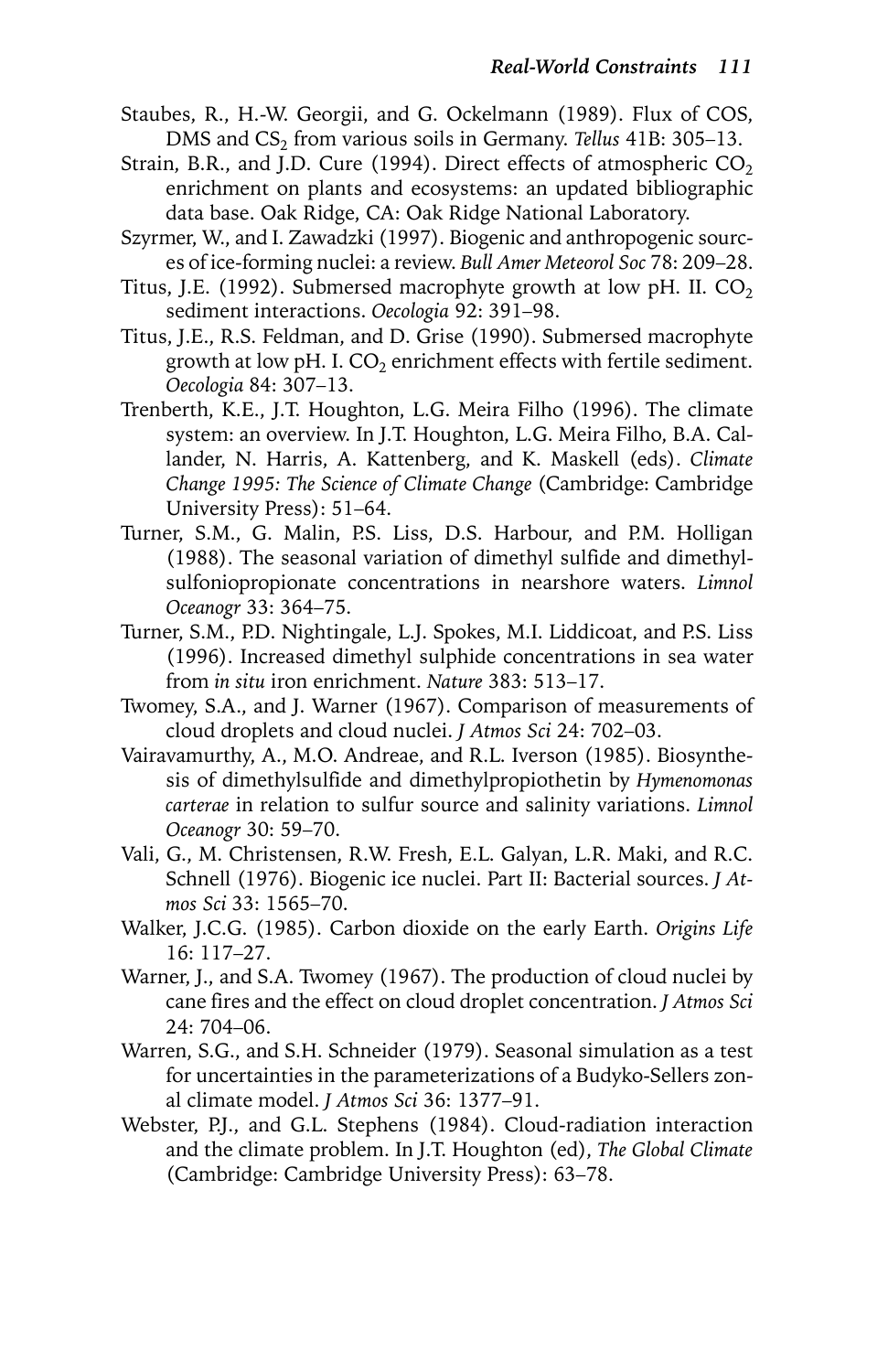Staubes, R., H.-W. Georgii, and G. Ockelmann (1989). Flux of COS, DMS and $CS_2$ from various soils in Germany. *Tellus* 41B: 305–13.

Strain, B.R., and J.D. Cure (1994). Direct effects of atmospheric $CO_2$ enrichment on plants and ecosystems: an updated bibliographic data base. Oak Ridge, CA: Oak Ridge National Laboratory.

Szyrmer, W., and I. Zawadzki (1997). Biogenic and anthropogenic sources of ice-forming nuclei: a review. *Bull Amer Meteorol Soc* 78: 209–28.

Titus, J.E. (1992). Submersed macrophyte growth at low pH. II. $CO_2$ sediment interactions. *Oecologia* 92: 391–98.

Titus, J.E., R.S. Feldman, and D. Grise (1990). Submersed macrophyte growth at low pH. I. $CO_2$ enrichment effects with fertile sediment. *Oecologia* 84: 307–13.

Trenberth, K.E., J.T. Houghton, L.G. Meira Filho (1996). The climate system: an overview. In J.T. Houghton, L.G. Meira Filho, B.A. Callander, N. Harris, A. Kattenberg, and K. Maskell (eds). *Climate Change 1995: The Science of Climate Change* (Cambridge: Cambridge University Press): 51–64.

Turner, S.M., G. Malin, P.S. Liss, D.S. Harbour, and P.M. Holligan (1988). The seasonal variation of dimethyl sulfide and dimethylsulfoniopropionate concentrations in nearshore waters. *Limnol Oceanogr* 33: 364–75.

Turner, S.M., P.D. Nightingale, L.J. Spokes, M.I. Liddicoat, and P.S. Liss (1996). Increased dimethyl sulphide concentrations in sea water from *in situ* iron enrichment. *Nature* 383: 513–17.

Twomey, S.A., and J. Warner (1967). Comparison of measurements of cloud droplets and cloud nuclei. *J Atmos Sci* 24: 702–03.

Vairavamurthy, A., M.O. Andreae, and R.L. Iverson (1985). Biosynthesis of dimethylsulfide and dimethylpropiothetin by *Hymenomonas carterae* in relation to sulfur source and salinity variations. *Limnol Oceanogr* 30: 59–70.

Vali, G., M. Christensen, R.W. Fresh, E.L. Galyan, L.R. Maki, and R.C. Schnell (1976). Biogenic ice nuclei. Part II: Bacterial sources. *J Atmos Sci* 33: 1565–70.

Walker, J.C.G. (1985). Carbon dioxide on the early Earth. *Origins Life* 16: 117–27.

Warner, J., and S.A. Twomey (1967). The production of cloud nuclei by cane fires and the effect on cloud droplet concentration. *J Atmos Sci* 24: 704–06.

Warren, S.G., and S.H. Schneider (1979). Seasonal simulation as a test for uncertainties in the parameterizations of a Budyko-Sellers zonal climate model. *J Atmos Sci* 36: 1377–91.

Webster, P.J., and G.L. Stephens (1984). Cloud-radiation interaction and the climate problem. In J.T. Houghton (ed), *The Global Climate* (Cambridge: Cambridge University Press): 63–78.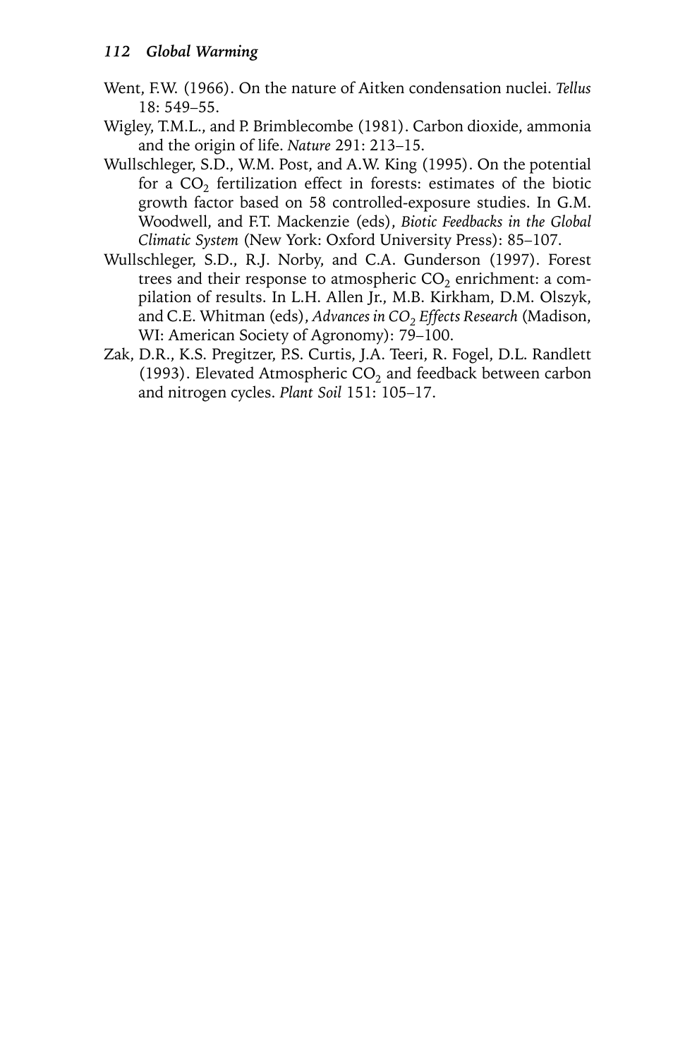Went, F.W. (1966). On the nature of Aitken condensation nuclei. *Tellus* 18: 549–55.

Wigley, T.M.L., and P. Brimblecombe (1981). Carbon dioxide, ammonia and the origin of life. *Nature* 291: 213–15.

Wullschleger, S.D., W.M. Post, and A.W. King (1995). On the potential for a $CO_2$ fertilization effect in forests: estimates of the biotic growth factor based on 58 controlled-exposure studies. In G.M. Woodwell, and F.T. Mackenzie (eds), *Biotic Feedbacks in the Global Climatic System* (New York: Oxford University Press): 85–107.

Wullschleger, S.D., R.J. Norby, and C.A. Gunderson (1997). Forest trees and their response to atmospheric $CO_2$ enrichment: a compilation of results. In L.H. Allen Jr., M.B. Kirkham, D.M. Olszyk, and C.E. Whitman (eds), *Advances in $CO_2$ Effects Research* (Madison, WI: American Society of Agronomy): 79–100.

Zak, D.R., K.S. Pregitzer, P.S. Curtis, J.A. Teeri, R. Fogel, D.L. Randlett (1993). Elevated Atmospheric $CO_2$ and feedback between carbon and nitrogen cycles. *Plant Soil* 151: 105–17.